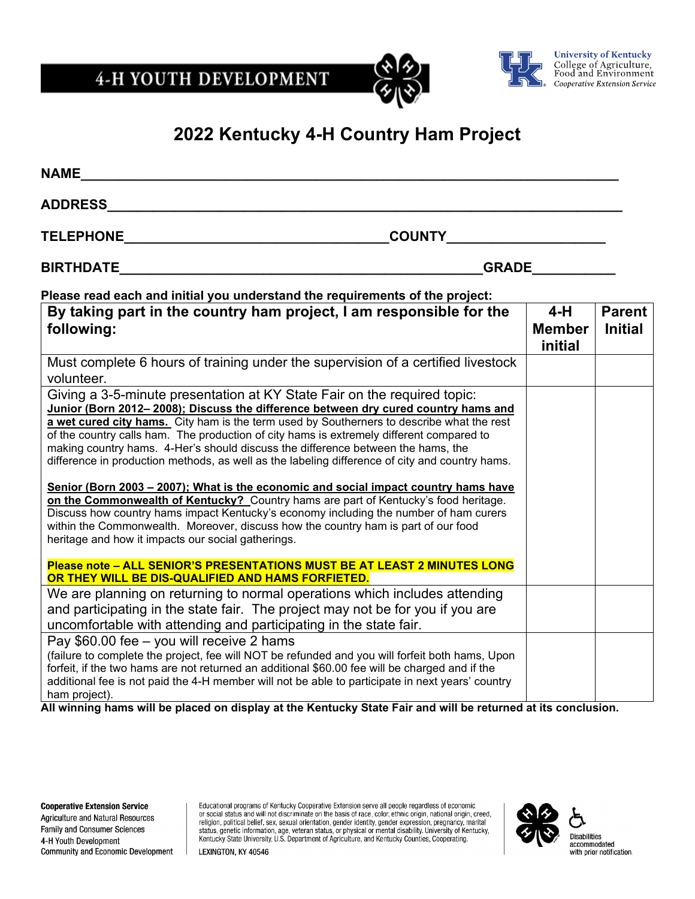4-H YOUTH DEVELOPMENT

University of Kentucky
College of Agriculture, Food and Environment
*Cooperative Extension Service*

# 2022 Kentucky 4-H Country Ham Project

**NAME**\_\_\_\_\_\_\_\_\_\_\_\_\_\_\_\_\_\_\_\_\_\_\_\_\_\_\_\_\_\_\_\_\_\_\_\_\_\_\_\_\_\_\_\_\_\_\_\_\_\_\_\_\_\_\_\_\_\_\_\_

**ADDRESS**\_\_\_\_\_\_\_\_\_\_\_\_\_\_\_\_\_\_\_\_\_\_\_\_\_\_\_\_\_\_\_\_\_\_\_\_\_\_\_\_\_\_\_\_\_\_\_\_\_\_\_\_\_\_\_\_

**TELEPHONE**\_\_\_\_\_\_\_\_\_\_\_\_\_\_\_\_\_\_\_\_\_\_\_\_\_\_\_\_\_\_**COUNTY**\_\_\_\_\_\_\_\_\_\_\_\_\_\_\_\_\_\_

**BIRTHDATE**\_\_\_\_\_\_\_\_\_\_\_\_\_\_\_\_\_\_\_\_\_\_\_\_\_\_\_\_\_\_\_\_\_\_\_\_\_\_\_\_\_**GRADE**\_\_\_\_\_\_\_\_\_

**Please read each and initial you understand the requirements of the project:**

| **By taking part in the country ham project, I am responsible for the following:** | **4-H Member initial** | **Parent Initial** |
|---|---|---|
| Must complete 6 hours of training under the supervision of a certified livestock volunteer. | | |
| Giving a 3-5-minute presentation at KY State Fair on the required topic:<br>**<u>Junior (Born 2012– 2008); Discuss the difference between dry cured country hams and a wet cured city hams.</u>** City ham is the term used by Southerners to describe what the rest of the country calls ham. The production of city hams is extremely different compared to making country hams. 4-Her's should discuss the difference between the hams, the difference in production methods, as well as the labeling difference of city and country hams.<br><br>**<u>Senior (Born 2003 – 2007); What is the economic and social impact country hams have on the Commonwealth of Kentucky?</u>** Country hams are part of Kentucky's food heritage. Discuss how country hams impact Kentucky's economy including the number of ham curers within the Commonwealth. Moreover, discuss how the country ham is part of our food heritage and how it impacts our social gatherings.<br><br>**Please note – ALL SENIOR'S PRESENTATIONS MUST BE AT LEAST 2 MINUTES LONG OR THEY WILL BE DIS-QUALIFIED AND HAMS FORFIETED.** | | |
| We are planning on returning to normal operations which includes attending and participating in the state fair. The project may not be for you if you are uncomfortable with attending and participating in the state fair. | | |
| Pay $60.00 fee – you will receive 2 hams<br>(failure to complete the project, fee will NOT be refunded and you will forfeit both hams, Upon forfeit, if the two hams are not returned an additional $60.00 fee will be charged and if the additional fee is not paid the 4-H member will not be able to participate in next years' country ham project). | | |

**All winning hams will be placed on display at the Kentucky State Fair and will be returned at its conclusion.**

**Cooperative Extension Service**
Agriculture and Natural Resources
Family and Consumer Sciences
4-H Youth Development
Community and Economic Development

Educational programs of Kentucky Cooperative Extension serve all people regardless of economic or social status and will not discriminate on the basis of race, color, ethnic origin, national origin, creed, religion, political belief, sex, sexual orientation, gender identity, gender expression, pregnancy, marital status, genetic information, age, veteran status, or physical or mental disability. University of Kentucky, Kentucky State University, U.S. Department of Agriculture, and Kentucky Counties, Cooperating.

LEXINGTON, KY 40546

Disabilities accommodated with prior notification.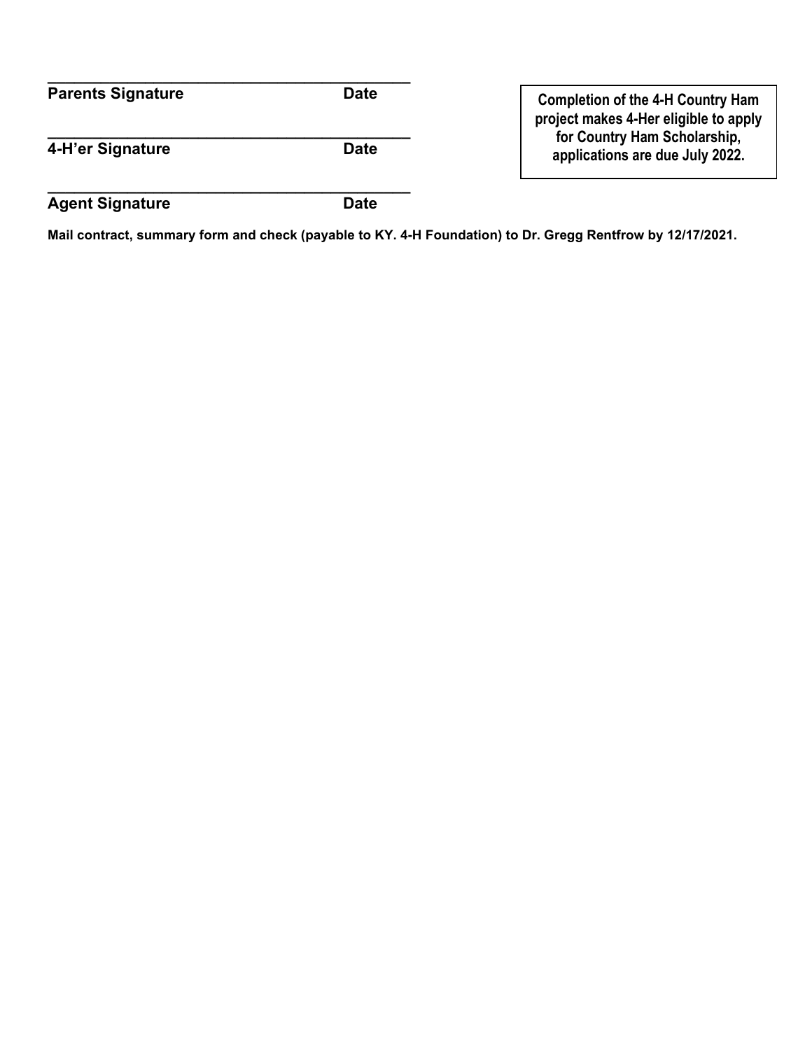______________________________________
**Parents Signature** **Date**

______________________________________
**4-H'er Signature** **Date**

______________________________________
**Agent Signature** **Date**

**Completion of the 4-H Country Ham project makes 4-Her eligible to apply for Country Ham Scholarship, applications are due July 2022.**

**Mail contract, summary form and check (payable to KY. 4-H Foundation) to Dr. Gregg Rentfrow by 12/17/2021.**